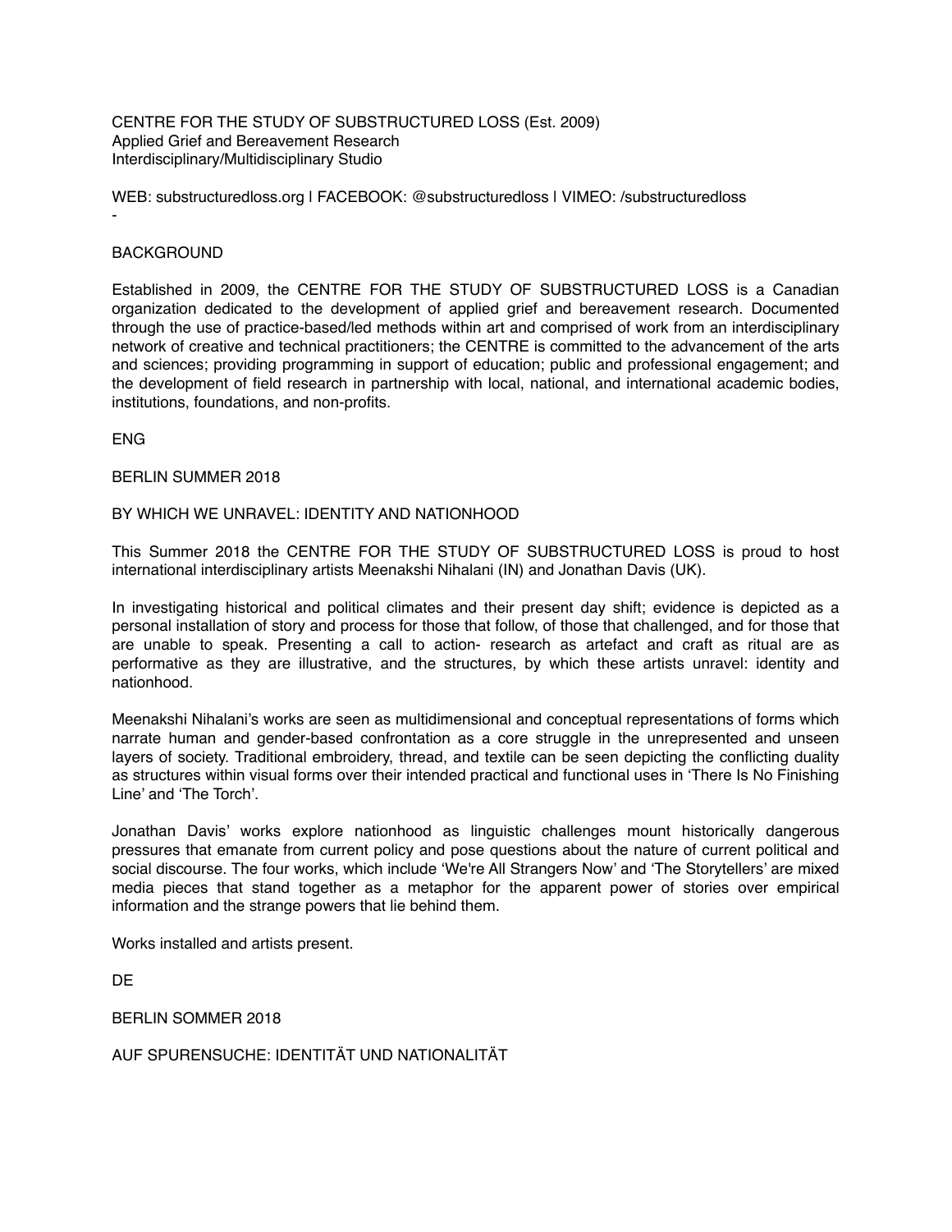CENTRE FOR THE STUDY OF SUBSTRUCTURED LOSS (Est. 2009)
Applied Grief and Bereavement Research
Interdisciplinary/Multidisciplinary Studio

WEB: substructuredloss.org | FACEBOOK: @substructuredloss | VIMEO: /substructuredloss
-

## BACKGROUND

Established in 2009, the CENTRE FOR THE STUDY OF SUBSTRUCTURED LOSS is a Canadian organization dedicated to the development of applied grief and bereavement research. Documented through the use of practice-based/led methods within art and comprised of work from an interdisciplinary network of creative and technical practitioners; the CENTRE is committed to the advancement of the arts and sciences; providing programming in support of education; public and professional engagement; and the development of field research in partnership with local, national, and international academic bodies, institutions, foundations, and non-profits.

ENG

## BERLIN SUMMER 2018

## BY WHICH WE UNRAVEL: IDENTITY AND NATIONHOOD

This Summer 2018 the CENTRE FOR THE STUDY OF SUBSTRUCTURED LOSS is proud to host international interdisciplinary artists Meenakshi Nihalani (IN) and Jonathan Davis (UK).

In investigating historical and political climates and their present day shift; evidence is depicted as a personal installation of story and process for those that follow, of those that challenged, and for those that are unable to speak. Presenting a call to action- research as artefact and craft as ritual are as performative as they are illustrative, and the structures, by which these artists unravel: identity and nationhood.

Meenakshi Nihalani's works are seen as multidimensional and conceptual representations of forms which narrate human and gender-based confrontation as a core struggle in the unrepresented and unseen layers of society. Traditional embroidery, thread, and textile can be seen depicting the conflicting duality as structures within visual forms over their intended practical and functional uses in 'There Is No Finishing Line' and 'The Torch'.

Jonathan Davis' works explore nationhood as linguistic challenges mount historically dangerous pressures that emanate from current policy and pose questions about the nature of current political and social discourse. The four works, which include 'We're All Strangers Now' and 'The Storytellers' are mixed media pieces that stand together as a metaphor for the apparent power of stories over empirical information and the strange powers that lie behind them.

Works installed and artists present.

DE

## BERLIN SOMMER 2018

## AUF SPURENSUCHE: IDENTITÄT UND NATIONALITÄT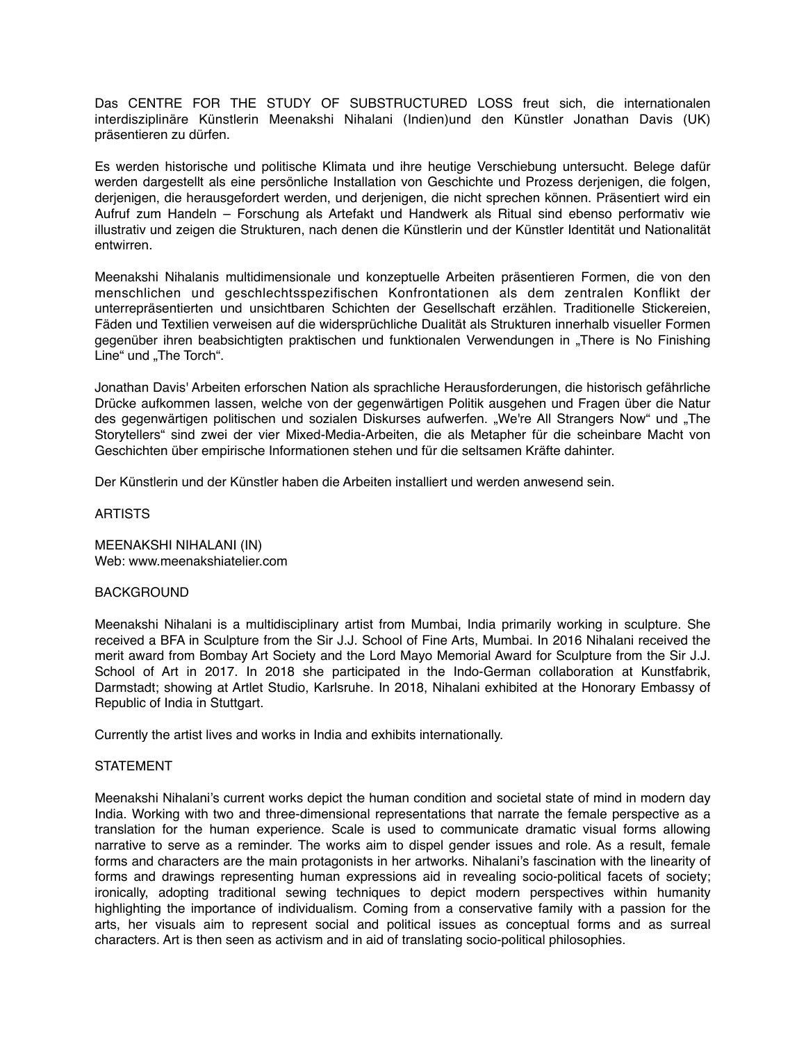Das CENTRE FOR THE STUDY OF SUBSTRUCTURED LOSS freut sich, die internationalen interdisziplinäre Künstlerin Meenakshi Nihalani (Indien)und den Künstler Jonathan Davis (UK) präsentieren zu dürfen.

Es werden historische und politische Klimata und ihre heutige Verschiebung untersucht. Belege dafür werden dargestellt als eine persönliche Installation von Geschichte und Prozess derjenigen, die folgen, derjenigen, die herausgefordert werden, und derjenigen, die nicht sprechen können. Präsentiert wird ein Aufruf zum Handeln – Forschung als Artefakt und Handwerk als Ritual sind ebenso performativ wie illustrativ und zeigen die Strukturen, nach denen die Künstlerin und der Künstler Identität und Nationalität entwirren.

Meenakshi Nihalanis multidimensionale und konzeptuelle Arbeiten präsentieren Formen, die von den menschlichen und geschlechtsspezifischen Konfrontationen als dem zentralen Konflikt der unterrepräsentierten und unsichtbaren Schichten der Gesellschaft erzählen. Traditionelle Stickereien, Fäden und Textilien verweisen auf die widersprüchliche Dualität als Strukturen innerhalb visueller Formen gegenüber ihren beabsichtigten praktischen und funktionalen Verwendungen in „There is No Finishing Line" und „The Torch".

Jonathan Davis' Arbeiten erforschen Nation als sprachliche Herausforderungen, die historisch gefährliche Drücke aufkommen lassen, welche von der gegenwärtigen Politik ausgehen und Fragen über die Natur des gegenwärtigen politischen und sozialen Diskurses aufwerfen. „We're All Strangers Now" und „The Storytellers" sind zwei der vier Mixed-Media-Arbeiten, die als Metapher für die scheinbare Macht von Geschichten über empirische Informationen stehen und für die seltsamen Kräfte dahinter.

Der Künstlerin und der Künstler haben die Arbeiten installiert und werden anwesend sein.

ARTISTS

MEENAKSHI NIHALANI (IN)
Web: www.meenakshiatelier.com

BACKGROUND

Meenakshi Nihalani is a multidisciplinary artist from Mumbai, India primarily working in sculpture. She received a BFA in Sculpture from the Sir J.J. School of Fine Arts, Mumbai. In 2016 Nihalani received the merit award from Bombay Art Society and the Lord Mayo Memorial Award for Sculpture from the Sir J.J. School of Art in 2017. In 2018 she participated in the Indo-German collaboration at Kunstfabrik, Darmstadt; showing at Artlet Studio, Karlsruhe. In 2018, Nihalani exhibited at the Honorary Embassy of Republic of India in Stuttgart.

Currently the artist lives and works in India and exhibits internationally.

STATEMENT

Meenakshi Nihalani's current works depict the human condition and societal state of mind in modern day India. Working with two and three-dimensional representations that narrate the female perspective as a translation for the human experience. Scale is used to communicate dramatic visual forms allowing narrative to serve as a reminder. The works aim to dispel gender issues and role. As a result, female forms and characters are the main protagonists in her artworks. Nihalani's fascination with the linearity of forms and drawings representing human expressions aid in revealing socio-political facets of society; ironically, adopting traditional sewing techniques to depict modern perspectives within humanity highlighting the importance of individualism. Coming from a conservative family with a passion for the arts, her visuals aim to represent social and political issues as conceptual forms and as surreal characters. Art is then seen as activism and in aid of translating socio-political philosophies.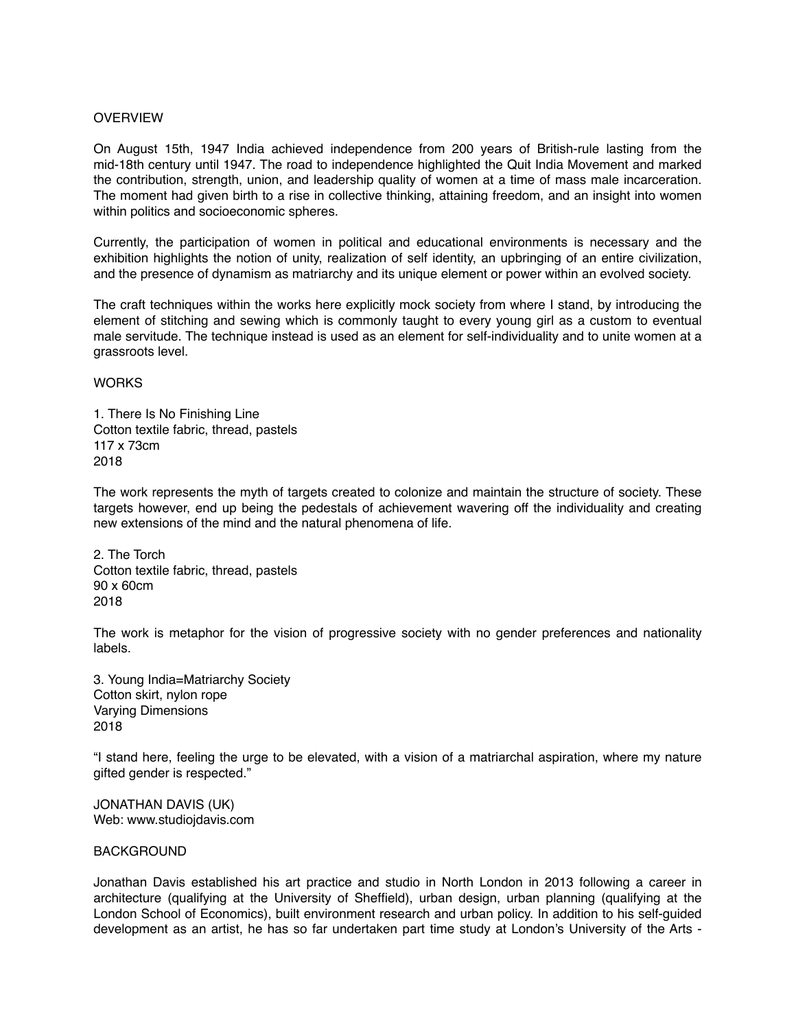## OVERVIEW

On August 15th, 1947 India achieved independence from 200 years of British-rule lasting from the mid-18th century until 1947. The road to independence highlighted the Quit India Movement and marked the contribution, strength, union, and leadership quality of women at a time of mass male incarceration. The moment had given birth to a rise in collective thinking, attaining freedom, and an insight into women within politics and socioeconomic spheres.

Currently, the participation of women in political and educational environments is necessary and the exhibition highlights the notion of unity, realization of self identity, an upbringing of an entire civilization, and the presence of dynamism as matriarchy and its unique element or power within an evolved society.

The craft techniques within the works here explicitly mock society from where I stand, by introducing the element of stitching and sewing which is commonly taught to every young girl as a custom to eventual male servitude. The technique instead is used as an element for self-individuality and to unite women at a grassroots level.

## WORKS

1. There Is No Finishing Line
Cotton textile fabric, thread, pastels
117 x 73cm
2018

The work represents the myth of targets created to colonize and maintain the structure of society. These targets however, end up being the pedestals of achievement wavering off the individuality and creating new extensions of the mind and the natural phenomena of life.

2. The Torch
Cotton textile fabric, thread, pastels
90 x 60cm
2018

The work is metaphor for the vision of progressive society with no gender preferences and nationality labels.

3. Young India=Matriarchy Society
Cotton skirt, nylon rope
Varying Dimensions
2018

"I stand here, feeling the urge to be elevated, with a vision of a matriarchal aspiration, where my nature gifted gender is respected."

## JONATHAN DAVIS (UK)
Web: www.studiojdavis.com

## BACKGROUND

Jonathan Davis established his art practice and studio in North London in 2013 following a career in architecture (qualifying at the University of Sheffield), urban design, urban planning (qualifying at the London School of Economics), built environment research and urban policy. In addition to his self-guided development as an artist, he has so far undertaken part time study at London's University of the Arts -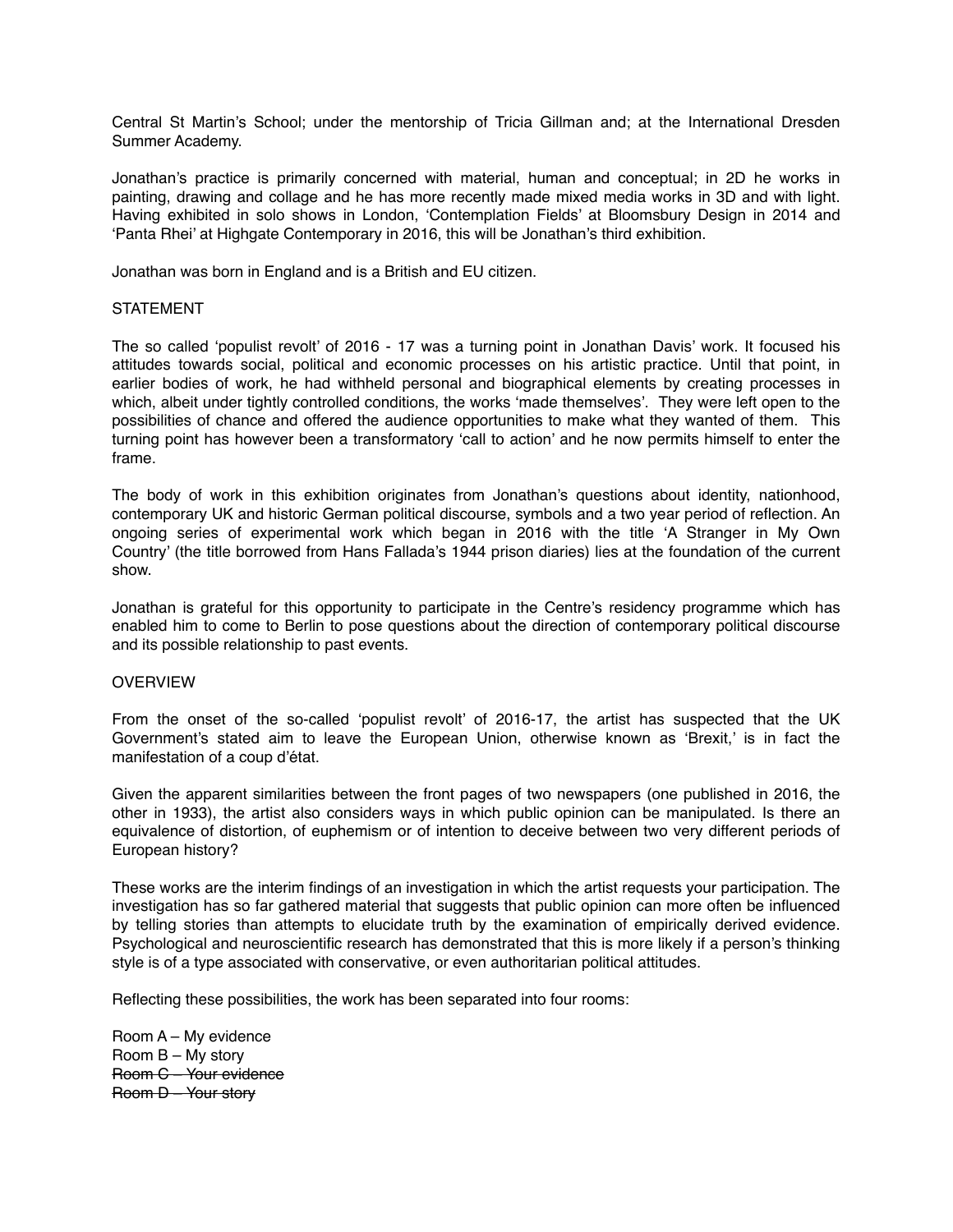Central St Martin's School; under the mentorship of Tricia Gillman and; at the International Dresden Summer Academy.

Jonathan's practice is primarily concerned with material, human and conceptual; in 2D he works in painting, drawing and collage and he has more recently made mixed media works in 3D and with light. Having exhibited in solo shows in London, 'Contemplation Fields' at Bloomsbury Design in 2014 and 'Panta Rhei' at Highgate Contemporary in 2016, this will be Jonathan's third exhibition.

Jonathan was born in England and is a British and EU citizen.

## STATEMENT

The so called 'populist revolt' of 2016 - 17 was a turning point in Jonathan Davis' work. It focused his attitudes towards social, political and economic processes on his artistic practice. Until that point, in earlier bodies of work, he had withheld personal and biographical elements by creating processes in which, albeit under tightly controlled conditions, the works 'made themselves'. They were left open to the possibilities of chance and offered the audience opportunities to make what they wanted of them. This turning point has however been a transformatory 'call to action' and he now permits himself to enter the frame.

The body of work in this exhibition originates from Jonathan's questions about identity, nationhood, contemporary UK and historic German political discourse, symbols and a two year period of reflection. An ongoing series of experimental work which began in 2016 with the title 'A Stranger in My Own Country' (the title borrowed from Hans Fallada's 1944 prison diaries) lies at the foundation of the current show.

Jonathan is grateful for this opportunity to participate in the Centre's residency programme which has enabled him to come to Berlin to pose questions about the direction of contemporary political discourse and its possible relationship to past events.

## OVERVIEW

From the onset of the so-called 'populist revolt' of 2016-17, the artist has suspected that the UK Government's stated aim to leave the European Union, otherwise known as 'Brexit,' is in fact the manifestation of a coup d'état.

Given the apparent similarities between the front pages of two newspapers (one published in 2016, the other in 1933), the artist also considers ways in which public opinion can be manipulated. Is there an equivalence of distortion, of euphemism or of intention to deceive between two very different periods of European history?

These works are the interim findings of an investigation in which the artist requests your participation. The investigation has so far gathered material that suggests that public opinion can more often be influenced by telling stories than attempts to elucidate truth by the examination of empirically derived evidence. Psychological and neuroscientific research has demonstrated that this is more likely if a person's thinking style is of a type associated with conservative, or even authoritarian political attitudes.

Reflecting these possibilities, the work has been separated into four rooms:

Room A – My evidence
Room B – My story
~~Room C – Your evidence~~
~~Room D – Your story~~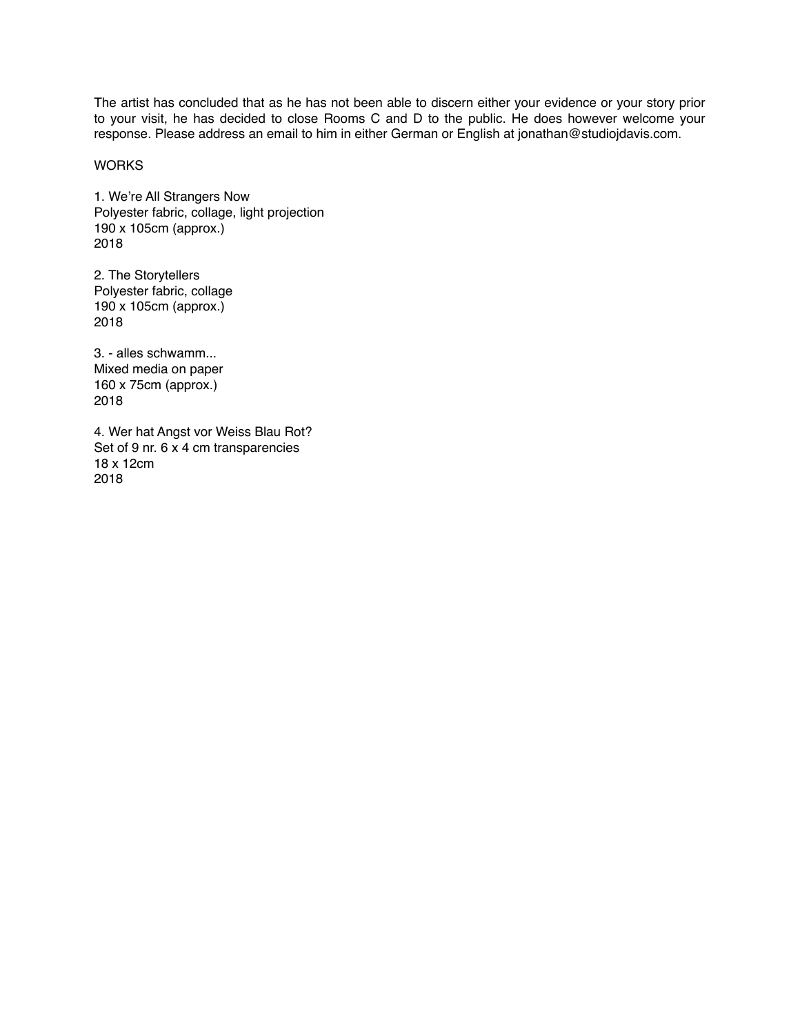The artist has concluded that as he has not been able to discern either your evidence or your story prior to your visit, he has decided to close Rooms C and D to the public. He does however welcome your response. Please address an email to him in either German or English at jonathan@studiojdavis.com.

WORKS

1. We're All Strangers Now
Polyester fabric, collage, light projection
190 x 105cm (approx.)
2018

2. The Storytellers
Polyester fabric, collage
190 x 105cm (approx.)
2018

3. - alles schwamm...
Mixed media on paper
160 x 75cm (approx.)
2018

4. Wer hat Angst vor Weiss Blau Rot?
Set of 9 nr. 6 x 4 cm transparencies
18 x 12cm
2018